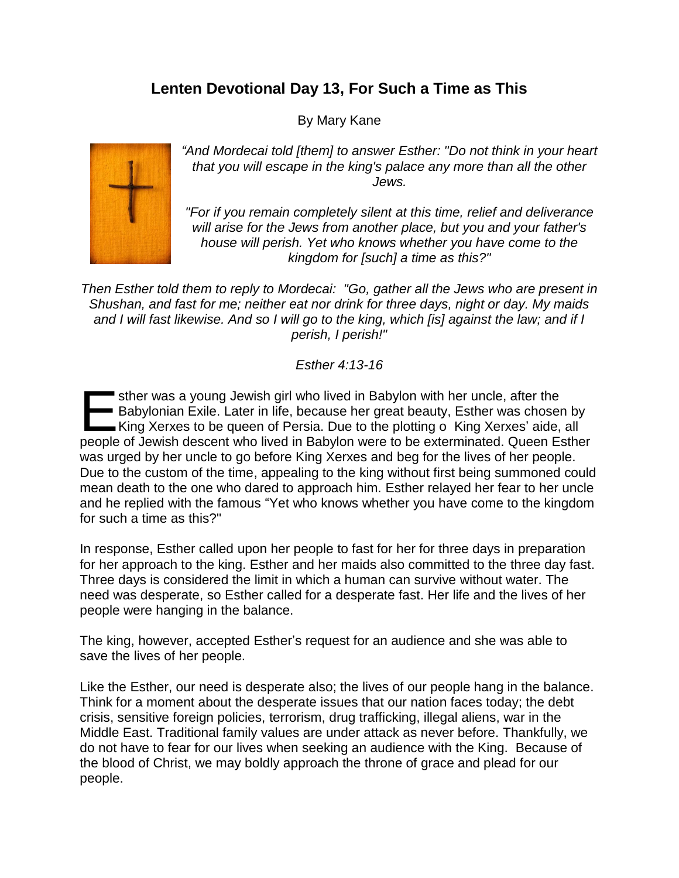# Lenten Devotional Day 13, For Such a Time as This

By Mary Kane

*"And Mordecai told [them] to answer Esther: "Do not think in your heart that you will escape in the king's palace any more than all the other Jews.*

*"For if you remain completely silent at this time, relief and deliverance will arise for the Jews from another place, but you and your father's house will perish. Yet who knows whether you have come to the kingdom for [such] a time as this?"*

*Then Esther told them to reply to Mordecai: "Go, gather all the Jews who are present in Shushan, and fast for me; neither eat nor drink for three days, night or day. My maids and I will fast likewise. And so I will go to the king, which [is] against the law; and if I perish, I perish!"*

*Esther 4:13-16*

Esther was a young Jewish girl who lived in Babylon with her uncle, after the Babylonian Exile. Later in life, because her great beauty, Esther was chosen by King Xerxes to be queen of Persia. Due to the plotting o King Xerxes' aide, all people of Jewish descent who lived in Babylon were to be exterminated. Queen Esther was urged by her uncle to go before King Xerxes and beg for the lives of her people. Due to the custom of the time, appealing to the king without first being summoned could mean death to the one who dared to approach him. Esther relayed her fear to her uncle and he replied with the famous "Yet who knows whether you have come to the kingdom for such a time as this?"

In response, Esther called upon her people to fast for her for three days in preparation for her approach to the king. Esther and her maids also committed to the three day fast. Three days is considered the limit in which a human can survive without water. The need was desperate, so Esther called for a desperate fast. Her life and the lives of her people were hanging in the balance.

The king, however, accepted Esther's request for an audience and she was able to save the lives of her people.

Like the Esther, our need is desperate also; the lives of our people hang in the balance. Think for a moment about the desperate issues that our nation faces today; the debt crisis, sensitive foreign policies, terrorism, drug trafficking, illegal aliens, war in the Middle East. Traditional family values are under attack as never before. Thankfully, we do not have to fear for our lives when seeking an audience with the King. Because of the blood of Christ, we may boldly approach the throne of grace and plead for our people.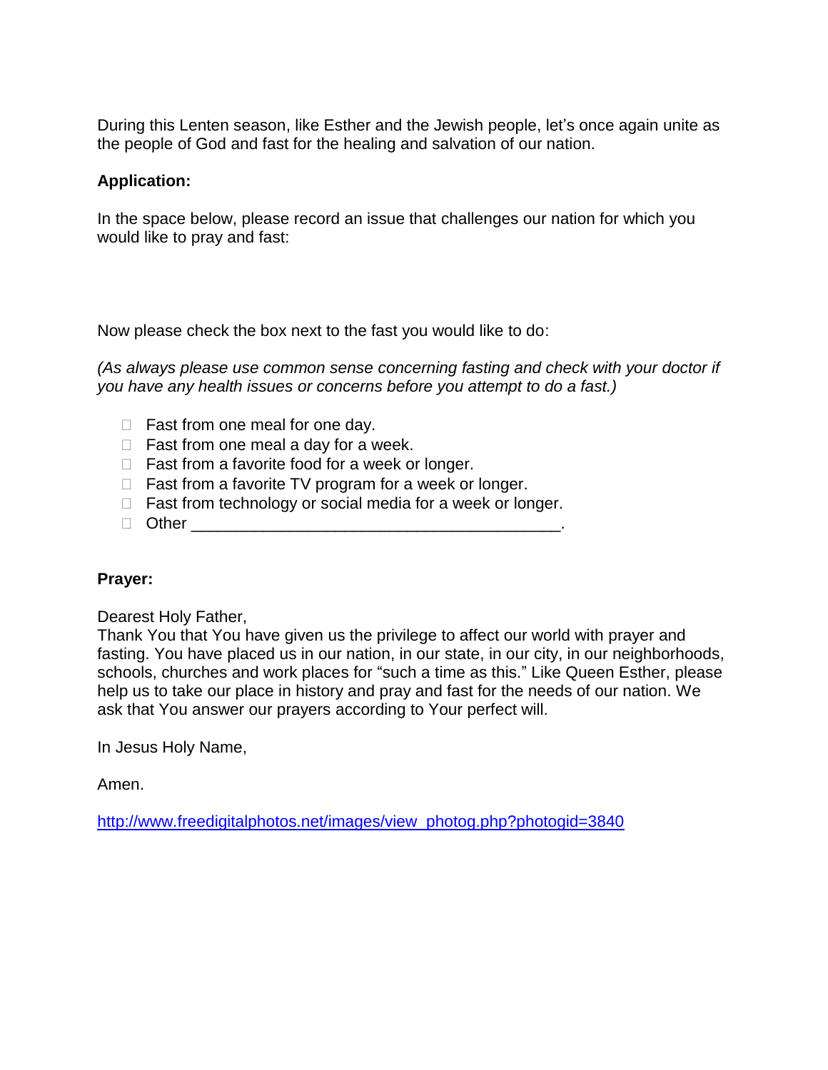During this Lenten season, like Esther and the Jewish people, let's once again unite as the people of God and fast for the healing and salvation of our nation.

**Application:**

In the space below, please record an issue that challenges our nation for which you would like to pray and fast:

Now please check the box next to the fast you would like to do:

*(As always please use common sense concerning fasting and check with your doctor if you have any health issues or concerns before you attempt to do a fast.)*

- ☐ Fast from one meal for one day.
- ☐ Fast from one meal a day for a week.
- ☐ Fast from a favorite food for a week or longer.
- ☐ Fast from a favorite TV program for a week or longer.
- ☐ Fast from technology or social media for a week or longer.
- ☐ Other ________________________________________.

**Prayer:**

Dearest Holy Father,
Thank You that You have given us the privilege to affect our world with prayer and fasting. You have placed us in our nation, in our state, in our city, in our neighborhoods, schools, churches and work places for "such a time as this." Like Queen Esther, please help us to take our place in history and pray and fast for the needs of our nation. We ask that You answer our prayers according to Your perfect will.

In Jesus Holy Name,

Amen.

http://www.freedigitalphotos.net/images/view_photog.php?photogid=3840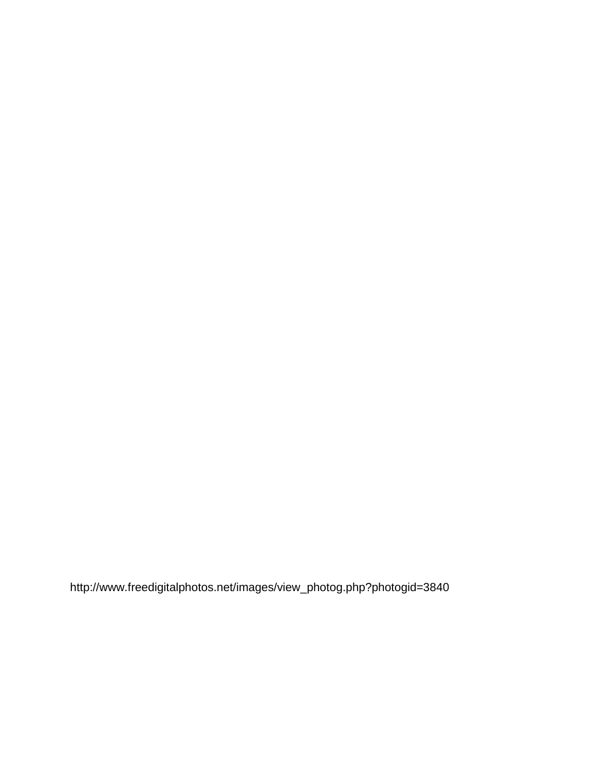http://www.freedigitalphotos.net/images/view_photog.php?photogid=3840